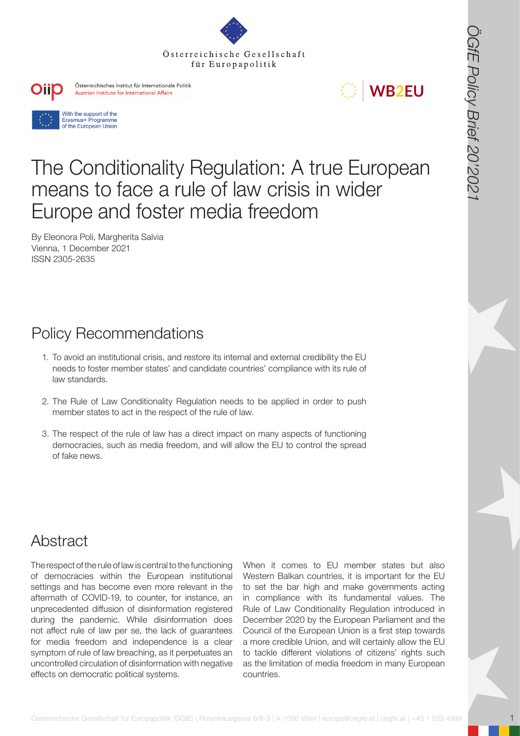Österreichische Gesellschaft für Europapolitik

Österreichisches Institut für Internationale Politik
Austrian Institute for International Affairs

WB2EU

With the support of the Erasmus+ Programme of the European Union

ÖGfE Policy Brief 20'2021

# The Conditionality Regulation: A true European means to face a rule of law crisis in wider Europe and foster media freedom

By Eleonora Poli, Margherita Salvia
Vienna, 1 December 2021
ISSN 2305-2635

## Policy Recommendations

1. To avoid an institutional crisis, and restore its internal and external credibility the EU needs to foster member states' and candidate countries' compliance with its rule of law standards.
2. The Rule of Law Conditionality Regulation needs to be applied in order to push member states to act in the respect of the rule of law.
3. The respect of the rule of law has a direct impact on many aspects of functioning democracies, such as media freedom, and will allow the EU to control the spread of fake news.

## Abstract

The respect of the rule of law is central to the functioning of democracies within the European institutional settings and has become even more relevant in the aftermath of COVID-19, to counter, for instance, an unprecedented diffusion of disinformation registered during the pandemic. While disinformation does not affect rule of law per se, the lack of guarantees for media freedom and independence is a clear symptom of rule of law breaching, as it perpetuates an uncontrolled circulation of disinformation with negative effects on democratic political systems.

When it comes to EU member states but also Western Balkan countries, it is important for the EU to set the bar high and make governments acting in compliance with its fundamental values. The Rule of Law Conditionality Regulation introduced in December 2020 by the European Parliament and the Council of the European Union is a first step towards a more credible Union, and will certainly allow the EU to tackle different violations of citizens' rights such as the limitation of media freedom in many European countries.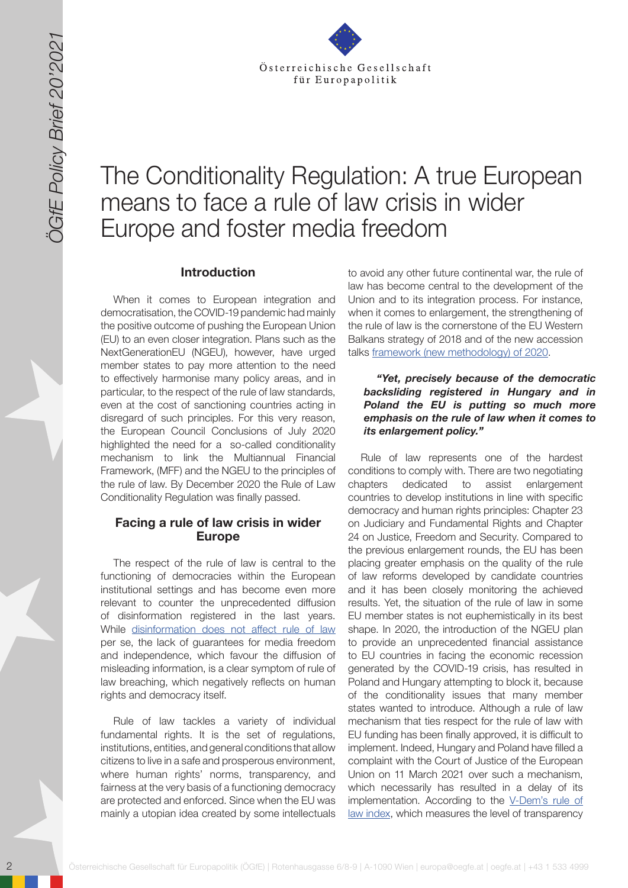# The Conditionality Regulation: A true European means to face a rule of law crisis in wider Europe and foster media freedom

## Introduction

When it comes to European integration and democratisation, the COVID-19 pandemic had mainly the positive outcome of pushing the European Union (EU) to an even closer integration. Plans such as the NextGenerationEU (NGEU), however, have urged member states to pay more attention to the need to effectively harmonise many policy areas, and in particular, to the respect of the rule of law standards, even at the cost of sanctioning countries acting in disregard of such principles. For this very reason, the European Council Conclusions of July 2020 highlighted the need for a so-called conditionality mechanism to link the Multiannual Financial Framework, (MFF) and the NGEU to the principles of the rule of law. By December 2020 the Rule of Law Conditionality Regulation was finally passed.

## Facing a rule of law crisis in wider Europe

The respect of the rule of law is central to the functioning of democracies within the European institutional settings and has become even more relevant to counter the unprecedented diffusion of disinformation registered in the last years. While [disinformation does not affect rule of law](#) per se, the lack of guarantees for media freedom and independence, which favour the diffusion of misleading information, is a clear symptom of rule of law breaching, which negatively reflects on human rights and democracy itself.

Rule of law tackles a variety of individual fundamental rights. It is the set of regulations, institutions, entities, and general conditions that allow citizens to live in a safe and prosperous environment, where human rights' norms, transparency, and fairness at the very basis of a functioning democracy are protected and enforced. Since when the EU was mainly a utopian idea created by some intellectuals to avoid any other future continental war, the rule of law has become central to the development of the Union and to its integration process. For instance, when it comes to enlargement, the strengthening of the rule of law is the cornerstone of the EU Western Balkans strategy of 2018 and of the new accession talks [framework (new methodology) of 2020](#).

> ***"Yet, precisely because of the democratic backsliding registered in Hungary and in Poland the EU is putting so much more emphasis on the rule of law when it comes to its enlargement policy."***

Rule of law represents one of the hardest conditions to comply with. There are two negotiating chapters dedicated to assist enlargement countries to develop institutions in line with specific democracy and human rights principles: Chapter 23 on Judiciary and Fundamental Rights and Chapter 24 on Justice, Freedom and Security. Compared to the previous enlargement rounds, the EU has been placing greater emphasis on the quality of the rule of law reforms developed by candidate countries and it has been closely monitoring the achieved results. Yet, the situation of the rule of law in some EU member states is not euphemistically in its best shape. In 2020, the introduction of the NGEU plan to provide an unprecedented financial assistance to EU countries in facing the economic recession generated by the COVID-19 crisis, has resulted in Poland and Hungary attempting to block it, because of the conditionality issues that many member states wanted to introduce. Although a rule of law mechanism that ties respect for the rule of law with EU funding has been finally approved, it is difficult to implement. Indeed, Hungary and Poland have filled a complaint with the Court of Justice of the European Union on 11 March 2021 over such a mechanism, which necessarily has resulted in a delay of its implementation. According to the [V-Dem's rule of law index](#), which measures the level of transparency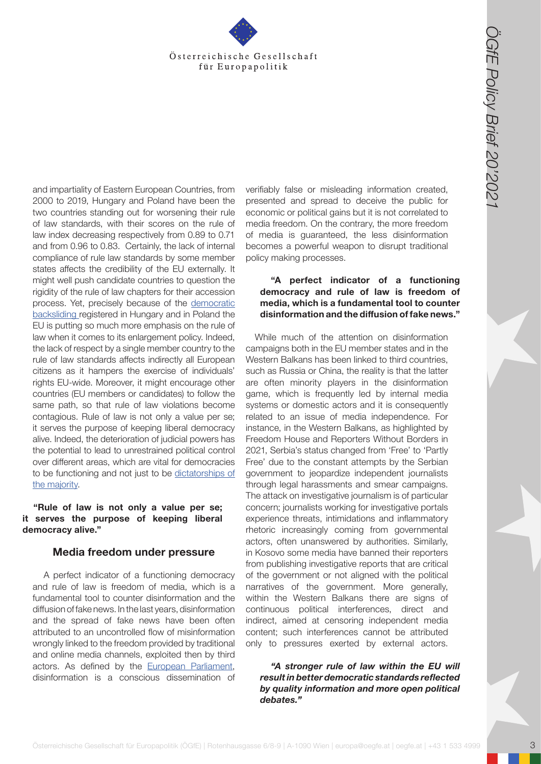and impartiality of Eastern European Countries, from 2000 to 2019, Hungary and Poland have been the two countries standing out for worsening their rule of law standards, with their scores on the rule of law index decreasing respectively from 0.89 to 0.71 and from 0.96 to 0.83. Certainly, the lack of internal compliance of rule law standards by some member states affects the credibility of the EU externally. It might well push candidate countries to question the rigidity of the rule of law chapters for their accession process. Yet, precisely because of the democratic backsliding registered in Hungary and in Poland the EU is putting so much more emphasis on the rule of law when it comes to its enlargement policy. Indeed, the lack of respect by a single member country to the rule of law standards affects indirectly all European citizens as it hampers the exercise of individuals' rights EU-wide. Moreover, it might encourage other countries (EU members or candidates) to follow the same path, so that rule of law violations become contagious. Rule of law is not only a value per se; it serves the purpose of keeping liberal democracy alive. Indeed, the deterioration of judicial powers has the potential to lead to unrestrained political control over different areas, which are vital for democracies to be functioning and not just to be dictatorships of the majority.

**"Rule of law is not only a value per se; it serves the purpose of keeping liberal democracy alive."**

## Media freedom under pressure

A perfect indicator of a functioning democracy and rule of law is freedom of media, which is a fundamental tool to counter disinformation and the diffusion of fake news. In the last years, disinformation and the spread of fake news have been often attributed to an uncontrolled flow of misinformation wrongly linked to the freedom provided by traditional and online media channels, exploited then by third actors. As defined by the European Parliament, disinformation is a conscious dissemination of verifiably false or misleading information created, presented and spread to deceive the public for economic or political gains but it is not correlated to media freedom. On the contrary, the more freedom of media is guaranteed, the less disinformation becomes a powerful weapon to disrupt traditional policy making processes.

**"A perfect indicator of a functioning democracy and rule of law is freedom of media, which is a fundamental tool to counter disinformation and the diffusion of fake news."**

While much of the attention on disinformation campaigns both in the EU member states and in the Western Balkans has been linked to third countries, such as Russia or China, the reality is that the latter are often minority players in the disinformation game, which is frequently led by internal media systems or domestic actors and it is consequently related to an issue of media independence. For instance, in the Western Balkans, as highlighted by Freedom House and Reporters Without Borders in 2021, Serbia's status changed from 'Free' to 'Partly Free' due to the constant attempts by the Serbian government to jeopardize independent journalists through legal harassments and smear campaigns. The attack on investigative journalism is of particular concern; journalists working for investigative portals experience threats, intimidations and inflammatory rhetoric increasingly coming from governmental actors, often unanswered by authorities. Similarly, in Kosovo some media have banned their reporters from publishing investigative reports that are critical of the government or not aligned with the political narratives of the government. More generally, within the Western Balkans there are signs of continuous political interferences, direct and indirect, aimed at censoring independent media content; such interferences cannot be attributed only to pressures exerted by external actors.

***"A stronger rule of law within the EU will result in better democratic standards reflected by quality information and more open political debates."***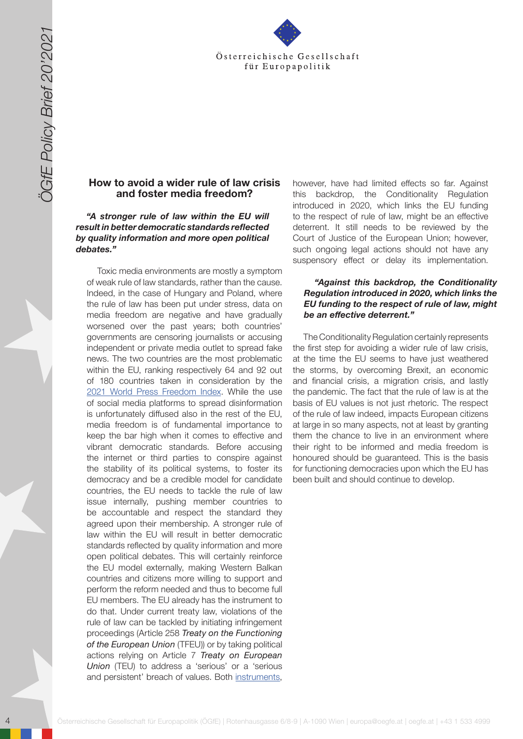## How to avoid a wider rule of law crisis and foster media freedom?

***"A stronger rule of law within the EU will result in better democratic standards reflected by quality information and more open political debates."***

Toxic media environments are mostly a symptom of weak rule of law standards, rather than the cause. Indeed, in the case of Hungary and Poland, where the rule of law has been put under stress, data on media freedom are negative and have gradually worsened over the past years; both countries' governments are censoring journalists or accusing independent or private media outlet to spread fake news. The two countries are the most problematic within the EU, ranking respectively 64 and 92 out of 180 countries taken in consideration by the 2021 World Press Freedom Index. While the use of social media platforms to spread disinformation is unfortunately diffused also in the rest of the EU, media freedom is of fundamental importance to keep the bar high when it comes to effective and vibrant democratic standards. Before accusing the internet or third parties to conspire against the stability of its political systems, to foster its democracy and be a credible model for candidate countries, the EU needs to tackle the rule of law issue internally, pushing member countries to be accountable and respect the standard they agreed upon their membership. A stronger rule of law within the EU will result in better democratic standards reflected by quality information and more open political debates. This will certainly reinforce the EU model externally, making Western Balkan countries and citizens more willing to support and perform the reform needed and thus to become full EU members. The EU already has the instrument to do that. Under current treaty law, violations of the rule of law can be tackled by initiating infringement proceedings (Article 258 *Treaty on the Functioning of the European Union* (TFEU)) or by taking political actions relying on Article 7 *Treaty on European Union* (TEU) to address a 'serious' or a 'serious and persistent' breach of values. Both instruments, however, have had limited effects so far. Against this backdrop, the Conditionality Regulation introduced in 2020, which links the EU funding to the respect of rule of law, might be an effective deterrent. It still needs to be reviewed by the Court of Justice of the European Union; however, such ongoing legal actions should not have any suspensory effect or delay its implementation.

***"Against this backdrop, the Conditionality Regulation introduced in 2020, which links the EU funding to the respect of rule of law, might be an effective deterrent."***

The Conditionality Regulation certainly represents the first step for avoiding a wider rule of law crisis, at the time the EU seems to have just weathered the storms, by overcoming Brexit, an economic and financial crisis, a migration crisis, and lastly the pandemic. The fact that the rule of law is at the basis of EU values is not just rhetoric. The respect of the rule of law indeed, impacts European citizens at large in so many aspects, not at least by granting them the chance to live in an environment where their right to be informed and media freedom is honoured should be guaranteed. This is the basis for functioning democracies upon which the EU has been built and should continue to develop.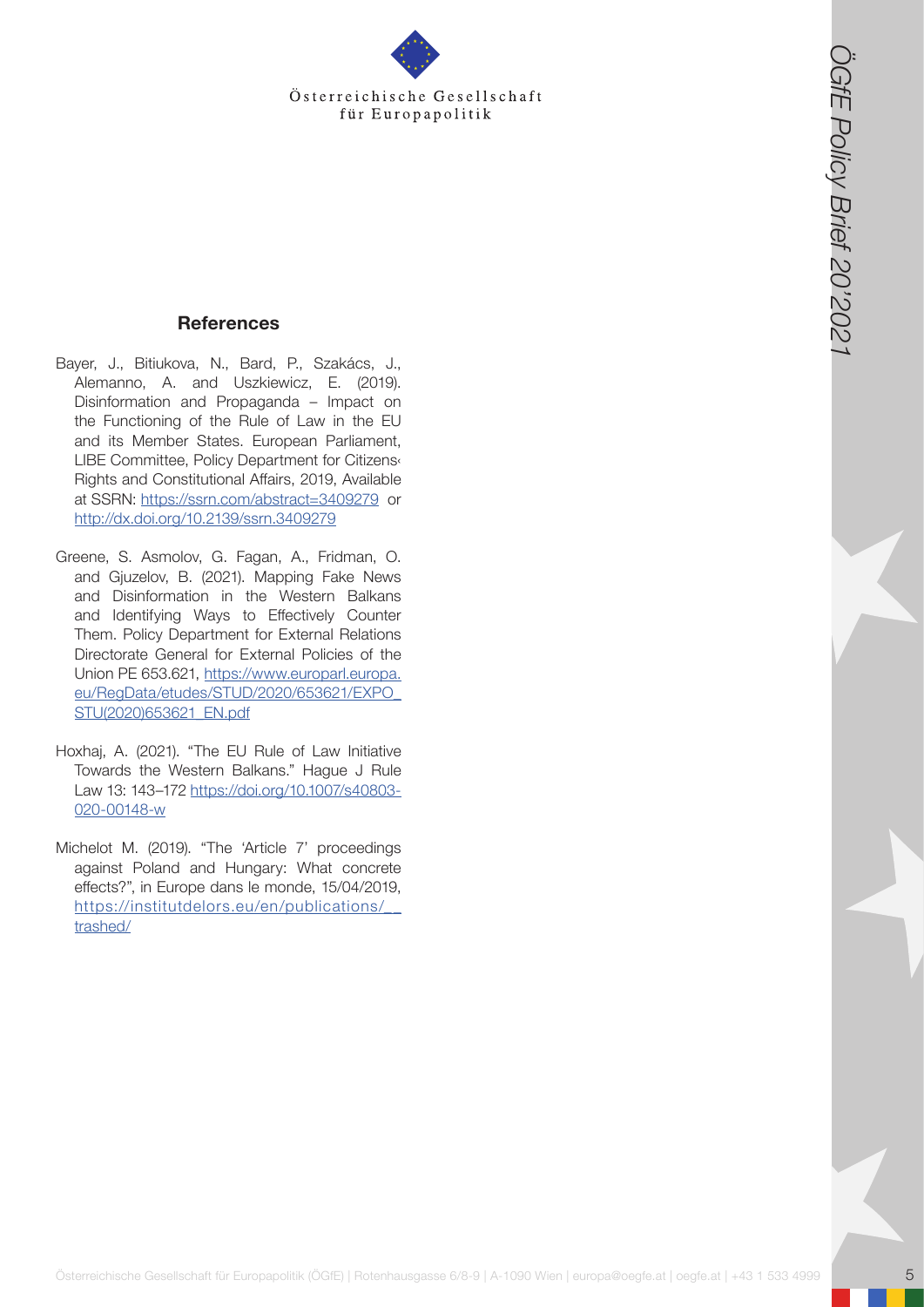## References

Bayer, J., Bitiukova, N., Bard, P., Szakács, J., Alemanno, A. and Uszkiewicz, E. (2019). Disinformation and Propaganda – Impact on the Functioning of the Rule of Law in the EU and its Member States. European Parliament, LIBE Committee, Policy Department for Citizens‹ Rights and Constitutional Affairs, 2019, Available at SSRN: https://ssrn.com/abstract=3409279 or http://dx.doi.org/10.2139/ssrn.3409279

Greene, S. Asmolov, G. Fagan, A., Fridman, O. and Gjuzelov, B. (2021). Mapping Fake News and Disinformation in the Western Balkans and Identifying Ways to Effectively Counter Them. Policy Department for External Relations Directorate General for External Policies of the Union PE 653.621, https://www.europarl.europa.eu/RegData/etudes/STUD/2020/653621/EXPO_STU(2020)653621_EN.pdf

Hoxhaj, A. (2021). "The EU Rule of Law Initiative Towards the Western Balkans." Hague J Rule Law 13: 143–172 https://doi.org/10.1007/s40803-020-00148-w

Michelot M. (2019). "The 'Article 7' proceedings against Poland and Hungary: What concrete effects?", in Europe dans le monde, 15/04/2019, https://institutdelors.eu/en/publications/__trashed/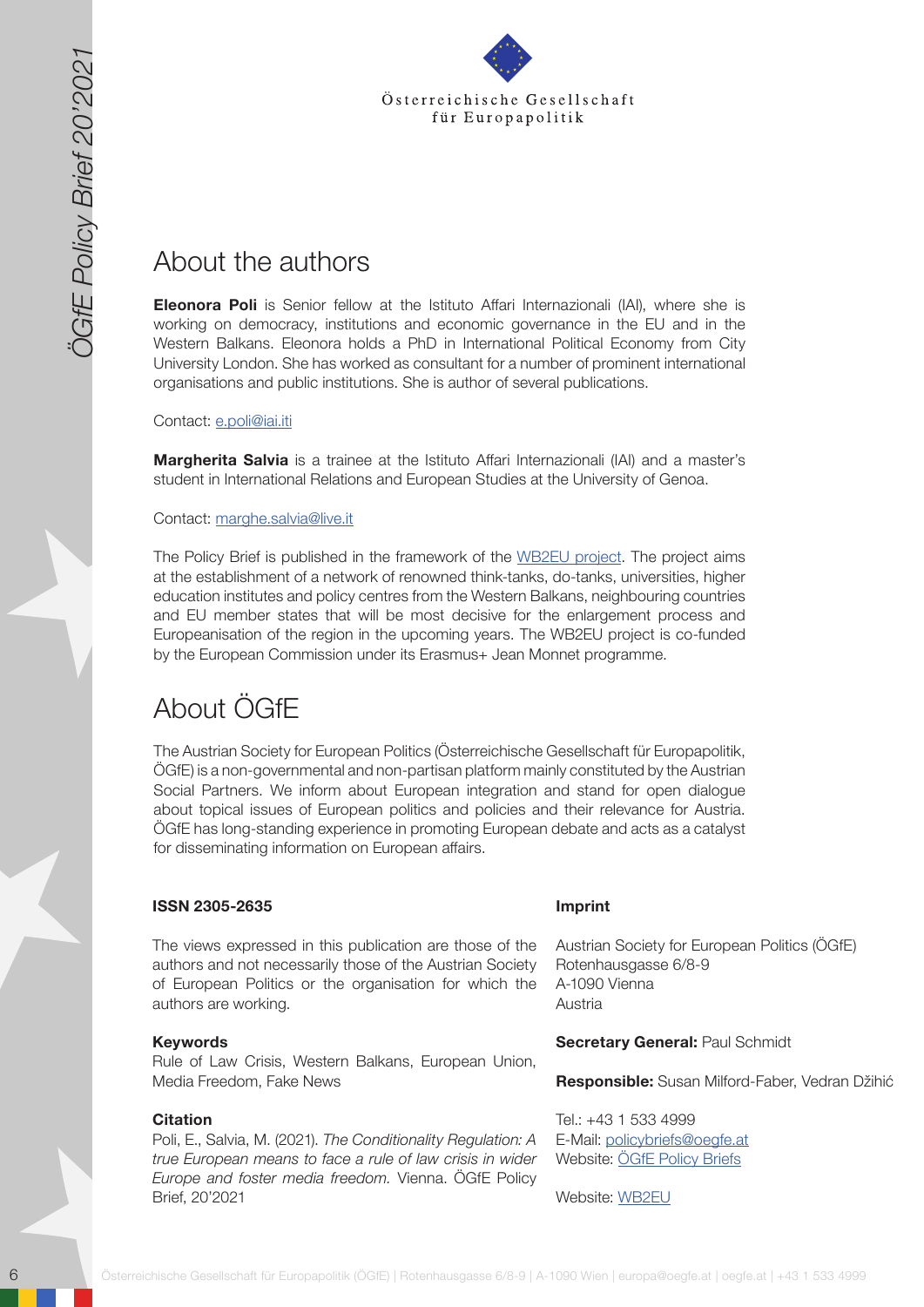Österreichische Gesellschaft für Europapolitik

# About the authors

**Eleonora Poli** is Senior fellow at the Istituto Affari Internazionali (IAI), where she is working on democracy, institutions and economic governance in the EU and in the Western Balkans. Eleonora holds a PhD in International Political Economy from City University London. She has worked as consultant for a number of prominent international organisations and public institutions. She is author of several publications.

Contact: e.poli@iai.iti

**Margherita Salvia** is a trainee at the Istituto Affari Internazionali (IAI) and a master's student in International Relations and European Studies at the University of Genoa.

Contact: marghe.salvia@live.it

The Policy Brief is published in the framework of the WB2EU project. The project aims at the establishment of a network of renowned think-tanks, do-tanks, universities, higher education institutes and policy centres from the Western Balkans, neighbouring countries and EU member states that will be most decisive for the enlargement process and Europeanisation of the region in the upcoming years. The WB2EU project is co-funded by the European Commission under its Erasmus+ Jean Monnet programme.

# About ÖGfE

The Austrian Society for European Politics (Österreichische Gesellschaft für Europapolitik, ÖGfE) is a non-governmental and non-partisan platform mainly constituted by the Austrian Social Partners. We inform about European integration and stand for open dialogue about topical issues of European politics and policies and their relevance for Austria. ÖGfE has long-standing experience in promoting European debate and acts as a catalyst for disseminating information on European affairs.

**ISSN 2305-2635**

The views expressed in this publication are those of the authors and not necessarily those of the Austrian Society of European Politics or the organisation for which the authors are working.

**Keywords**
Rule of Law Crisis, Western Balkans, European Union, Media Freedom, Fake News

**Citation**
Poli, E., Salvia, M. (2021). *The Conditionality Regulation: A true European means to face a rule of law crisis in wider Europe and foster media freedom.* Vienna. ÖGfE Policy Brief, 20'2021

**Imprint**

Austrian Society for European Politics (ÖGfE)
Rotenhausgasse 6/8-9
A-1090 Vienna
Austria

**Secretary General:** Paul Schmidt

**Responsible:** Susan Milford-Faber, Vedran Džihić

Tel.: +43 1 533 4999
E-Mail: policybriefs@oegfe.at
Website: ÖGfE Policy Briefs

Website: WB2EU